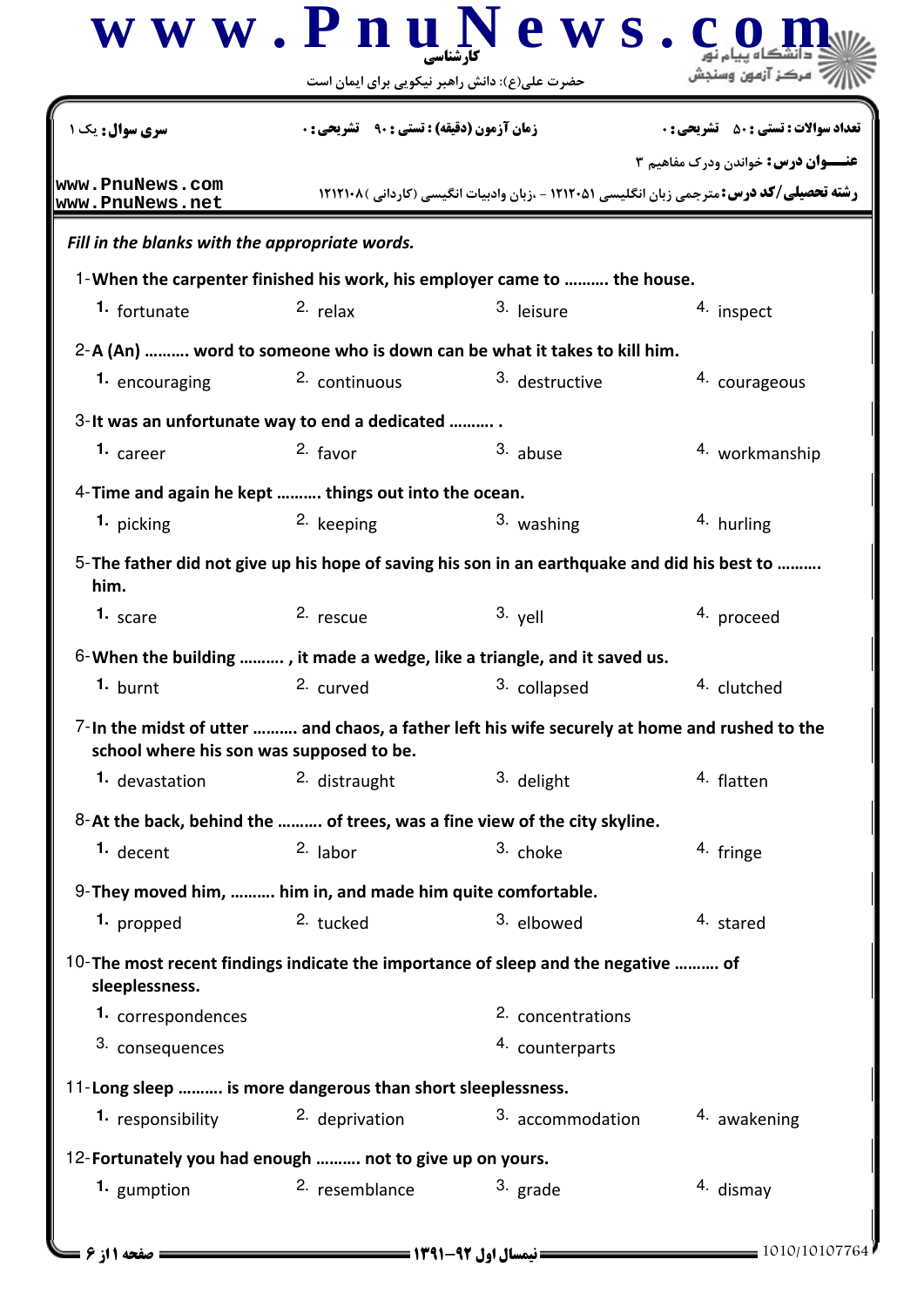کارشناسی

حضرت علی(ع): دانش راهبر نیکویی برای ایمان است

**سری سوال:** یک ۱

**زمان آزمون (دقیقه) : تستی :** ۹۰ **تشریحی :** ۰

**تعداد سوالات : تستی :** ۵۰ **تشریحی :** ۰

**عنـــوان درس:** خواندن ودرک مفاهیم ۳

**رشته تحصیلی/کد درس:** مترجمی زبان انگلیسی ۱۲۱۲۰۵۱ - ،زبان وادبیات انگیسی (کاردانی )۱۲۱۲۱۰۸

www.PnuNews.com
www.PnuNews.net

***Fill in the blanks with the appropriate words.***

1-**When the carpenter finished his work, his employer came to .......... the house.**

1. fortunate
2. relax
3. leisure
4. inspect

2-**A (An) .......... word to someone who is down can be what it takes to kill him.**

1. encouraging
2. continuous
3. destructive
4. courageous

3-**It was an unfortunate way to end a dedicated .......... .**

1. career
2. favor
3. abuse
4. workmanship

4-**Time and again he kept .......... things out into the ocean.**

1. picking
2. keeping
3. washing
4. hurling

5-**The father did not give up his hope of saving his son in an earthquake and did his best to .......... him.**

1. scare
2. rescue
3. yell
4. proceed

6-**When the building .......... , it made a wedge, like a triangle, and it saved us.**

1. burnt
2. curved
3. collapsed
4. clutched

7-**In the midst of utter .......... and chaos, a father left his wife securely at home and rushed to the school where his son was supposed to be.**

1. devastation
2. distraught
3. delight
4. flatten

8-**At the back, behind the .......... of trees, was a fine view of the city skyline.**

1. decent
2. labor
3. choke
4. fringe

9-**They moved him, .......... him in, and made him quite comfortable.**

1. propped
2. tucked
3. elbowed
4. stared

10-**The most recent findings indicate the importance of sleep and the negative .......... of sleeplessness.**

1. correspondences
2. concentrations
3. consequences
4. counterparts

11-**Long sleep .......... is more dangerous than short sleeplessness.**

1. responsibility
2. deprivation
3. accommodation
4. awakening

12-**Fortunately you had enough .......... not to give up on yours.**

1. gumption
2. resemblance
3. grade
4. dismay

نیمسال اول ۹۲-۱۳۹۱

1010/10107764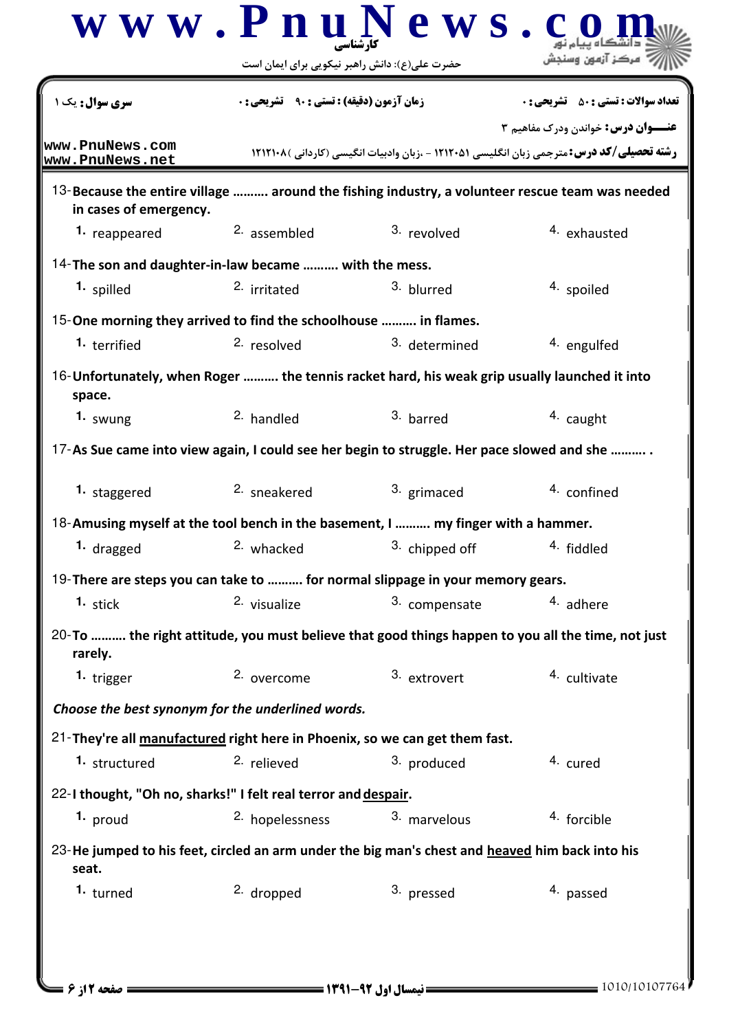| سری سوال: یک ۱ | زمان آزمون (دقیقه) : تستی : ۹۰ تشریحی : ۰ | تعداد سوالات : تستی : ۵۰ تشریحی : ۰ |
|---|---|---|

**عنـــوان درس:** خواندن ودرک مفاهیم ۳

**رشته تحصیلی/کد درس:** مترجمی زبان انگلیسی ۱۲۱۲۰۵۱ - ،زبان وادبیات انگیسی (کاردانی )۱۲۱۲۱۰۸

13- **Because the entire village .......... around the fishing industry, a volunteer rescue team was needed in cases of emergency.**

1. reappeared
2. assembled
3. revolved
4. exhausted

14- **The son and daughter-in-law became .......... with the mess.**

1. spilled
2. irritated
3. blurred
4. spoiled

15- **One morning they arrived to find the schoolhouse .......... in flames.**

1. terrified
2. resolved
3. determined
4. engulfed

16- **Unfortunately, when Roger .......... the tennis racket hard, his weak grip usually launched it into space.**

1. swung
2. handled
3. barred
4. caught

17- **As Sue came into view again, I could see her begin to struggle. Her pace slowed and she .......... .**

1. staggered
2. sneakered
3. grimaced
4. confined

18- **Amusing myself at the tool bench in the basement, I .......... my finger with a hammer.**

1. dragged
2. whacked
3. chipped off
4. fiddled

19- **There are steps you can take to .......... for normal slippage in your memory gears.**

1. stick
2. visualize
3. compensate
4. adhere

20- **To .......... the right attitude, you must believe that good things happen to you all the time, not just rarely.**

1. trigger
2. overcome
3. extrovert
4. cultivate

***Choose the best synonym for the underlined words.***

21- **They're all <u>manufactured</u> right here in Phoenix, so we can get them fast.**

1. structured
2. relieved
3. produced
4. cured

22- **I thought, "Oh no, sharks!" I felt real terror and <u>despair</u>.**

1. proud
2. hopelessness
3. marvelous
4. forcible

23- **He jumped to his feet, circled an arm under the big man's chest and <u>heaved</u> him back into his seat.**

1. turned
2. dropped
3. pressed
4. passed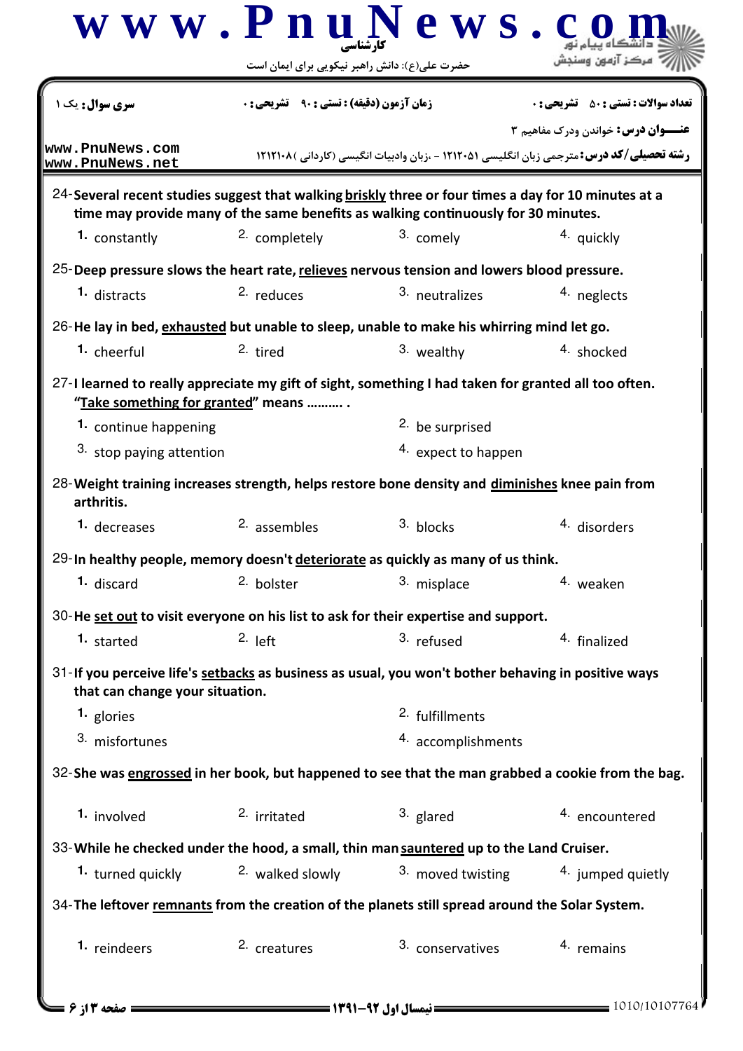**سری سوال:** یک ۱ | **زمان آزمون (دقیقه) : تستی :** ۹۰ **تشریحی :** ۰ | **تعداد سوالات : تستی :** ۵۰ **تشریحی :** ۰

**عنـــوان درس:** خواندن ودرک مفاهیم ۳

**رشته تحصیلی/کد درس:** مترجمی زبان انگلیسی ۱۲۱۲۰۵۱ - ،زبان وادبیات انگیسی (کاردانی )۱۲۱۲۱۰۸

24- **Several recent studies suggest that walking <u>briskly</u> three or four times a day for 10 minutes at a time may provide many of the same benefits as walking continuously for 30 minutes.**

1. constantly
2. completely
3. comely
4. quickly

25- **Deep pressure slows the heart rate, <u>relieves</u> nervous tension and lowers blood pressure.**

1. distracts
2. reduces
3. neutralizes
4. neglects

26- **He lay in bed, <u>exhausted</u> but unable to sleep, unable to make his whirring mind let go.**

1. cheerful
2. tired
3. wealthy
4. shocked

27- **I learned to really appreciate my gift of sight, something I had taken for granted all too often. "<u>Take something for granted</u>" means .......... .**

1. continue happening
2. be surprised
3. stop paying attention
4. expect to happen

28- **Weight training increases strength, helps restore bone density and <u>diminishes</u> knee pain from arthritis.**

1. decreases
2. assembles
3. blocks
4. disorders

29- **In healthy people, memory doesn't <u>deteriorate</u> as quickly as many of us think.**

1. discard
2. bolster
3. misplace
4. weaken

30- **He <u>set out</u> to visit everyone on his list to ask for their expertise and support.**

1. started
2. left
3. refused
4. finalized

31- **If you perceive life's <u>setbacks</u> as business as usual, you won't bother behaving in positive ways that can change your situation.**

1. glories
2. fulfillments
3. misfortunes
4. accomplishments

32- **She was <u>engrossed</u> in her book, but happened to see that the man grabbed a cookie from the bag.**

1. involved
2. irritated
3. glared
4. encountered

33- **While he checked under the hood, a small, thin man <u>sauntered</u> up to the Land Cruiser.**

1. turned quickly
2. walked slowly
3. moved twisting
4. jumped quietly

34- **The leftover <u>remnants</u> from the creation of the planets still spread around the Solar System.**

1. reindeers
2. creatures
3. conservatives
4. remains

نیمسال اول ۹۲-۱۳۹۱

1010/10107764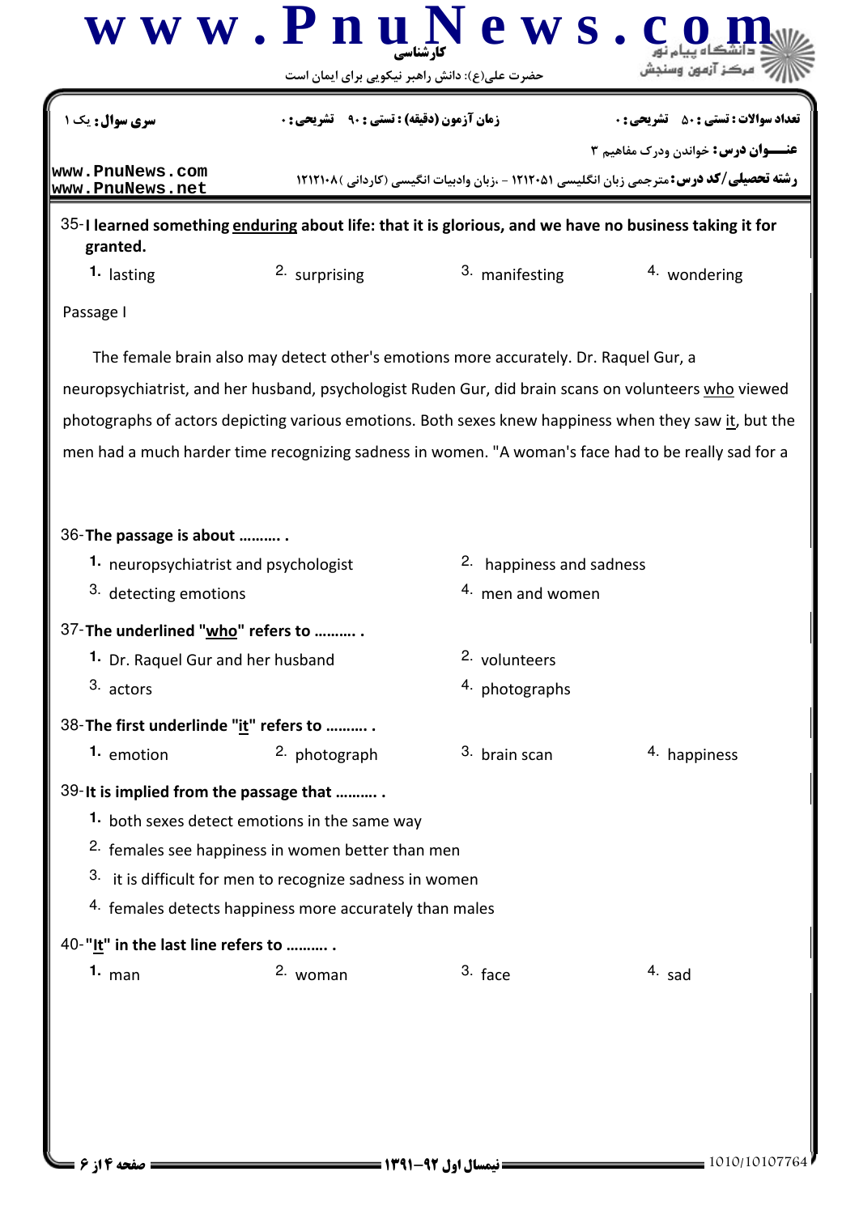سری سوال: یک ۱ | زمان آزمون (دقیقه) : تستی : ۹۰ تشریحی : ۰ | تعداد سوالات : تستی : ۵۰ تشریحی : ۰

**عنـــوان درس:** خواندن ودرک مفاهیم ۳

**رشته تحصیلی/کد درس:** مترجمی زبان انگلیسی ۱۲۱۲۰۵۱ - ،زبان وادبیات انگیسی (کاردانی )۱۲۱۲۱۰۸

35- **I learned something <u>enduring</u> about life: that it is glorious, and we have no business taking it for granted.**

1. lasting
2. surprising
3. manifesting
4. wondering

Passage I

The female brain also may detect other's emotions more accurately. Dr. Raquel Gur, a neuropsychiatrist, and her husband, psychologist Ruden Gur, did brain scans on volunteers <u>who</u> viewed photographs of actors depicting various emotions. Both sexes knew happiness when they saw <u>it</u>, but the men had a much harder time recognizing sadness in women. "A woman's face had to be really sad for a

36- **The passage is about .......... .**

1. neuropsychiatrist and psychologist
2. happiness and sadness
3. detecting emotions
4. men and women

37- **The underlined "<u>who</u>" refers to .......... .**

1. Dr. Raquel Gur and her husband
2. volunteers
3. actors
4. photographs

38- **The first underlinde "<u>it</u>" refers to .......... .**

1. emotion
2. photograph
3. brain scan
4. happiness

39- **It is implied from the passage that .......... .**

1. both sexes detect emotions in the same way
2. females see happiness in women better than men
3. it is difficult for men to recognize sadness in women
4. females detects happiness more accurately than males

40- **"<u>It</u>" in the last line refers to .......... .**

1. man
2. woman
3. face
4. sad

نیمسال اول ۹۲-۱۳۹۱

1010/10107764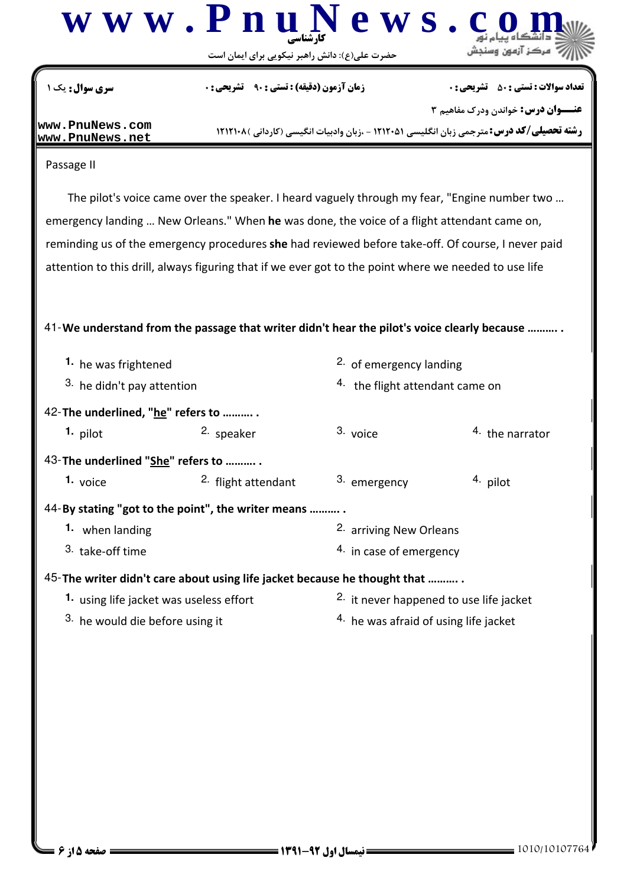Passage II

The pilot's voice came over the speaker. I heard vaguely through my fear, "Engine number two … emergency landing … New Orleans." When **he** was done, the voice of a flight attendant came on, reminding us of the emergency procedures **she** had reviewed before take-off. Of course, I never paid attention to this drill, always figuring that if we ever got to the point where we needed to use life

41-**We understand from the passage that writer didn't hear the pilot's voice clearly because ………. .**

1. he was frightened
2. of emergency landing
3. he didn't pay attention
4. the flight attendant came on

42-**The underlined, "he" refers to ………. .**

1. pilot
2. speaker
3. voice
4. the narrator

43-**The underlined "She" refers to ………. .**

1. voice
2. flight attendant
3. emergency
4. pilot

44-**By stating "got to the point", the writer means ………. .**

1. when landing
2. arriving New Orleans
3. take-off time
4. in case of emergency

45-**The writer didn't care about using life jacket because he thought that ………. .**

1. using life jacket was useless effort
2. it never happened to use life jacket
3. he would die before using it
4. he was afraid of using life jacket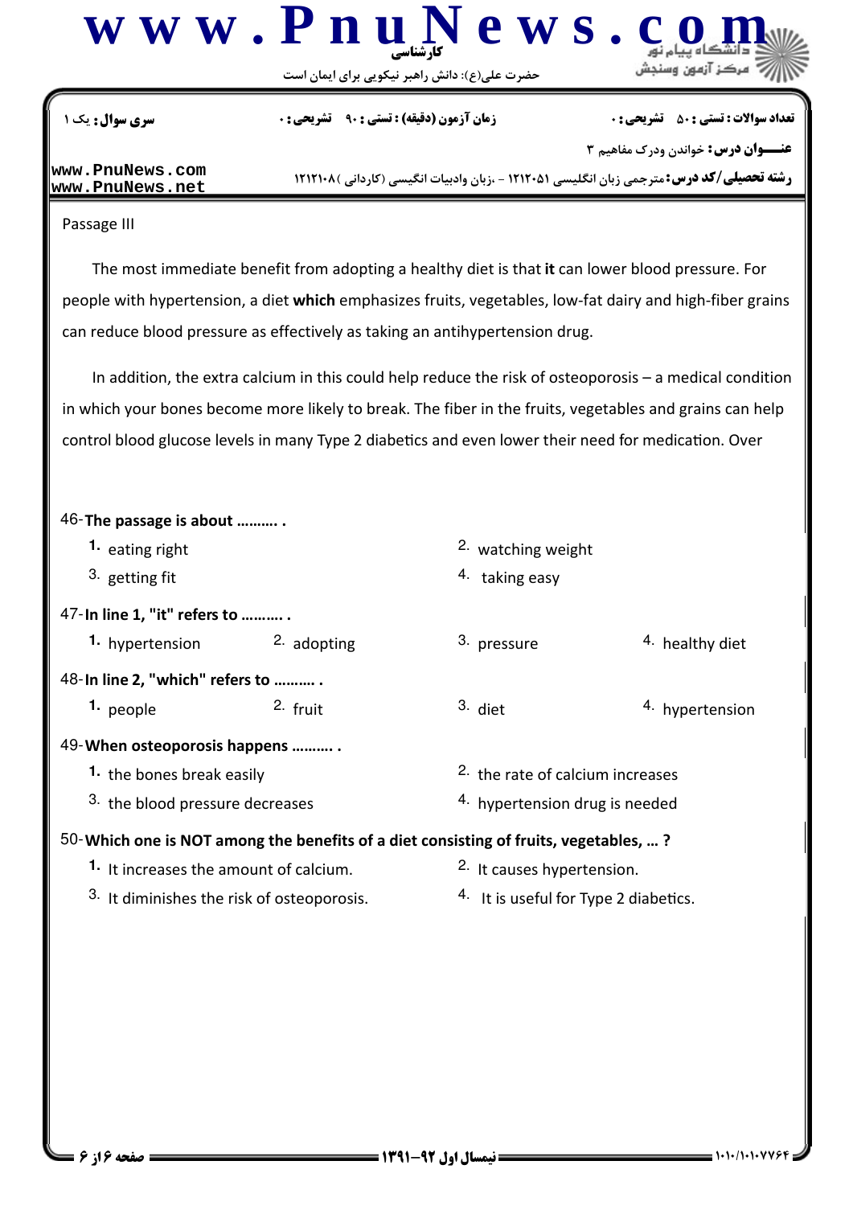Passage III

The most immediate benefit from adopting a healthy diet is that **it** can lower blood pressure. For people with hypertension, a diet **which** emphasizes fruits, vegetables, low-fat dairy and high-fiber grains can reduce blood pressure as effectively as taking an antihypertension drug.

In addition, the extra calcium in this could help reduce the risk of osteoporosis – a medical condition in which your bones become more likely to break. The fiber in the fruits, vegetables and grains can help control blood glucose levels in many Type 2 diabetics and even lower their need for medication. Over

46-**The passage is about .......... .**

1. eating right
2. watching weight
3. getting fit
4. taking easy

47-**In line 1, "it" refers to .......... .**

1. hypertension
2. adopting
3. pressure
4. healthy diet

48-**In line 2, "which" refers to .......... .**

1. people
2. fruit
3. diet
4. hypertension

49-**When osteoporosis happens .......... .**

1. the bones break easily
2. the rate of calcium increases
3. the blood pressure decreases
4. hypertension drug is needed

50-**Which one is NOT among the benefits of a diet consisting of fruits, vegetables, ... ?**

1. It increases the amount of calcium.
2. It causes hypertension.
3. It diminishes the risk of osteoporosis.
4. It is useful for Type 2 diabetics.